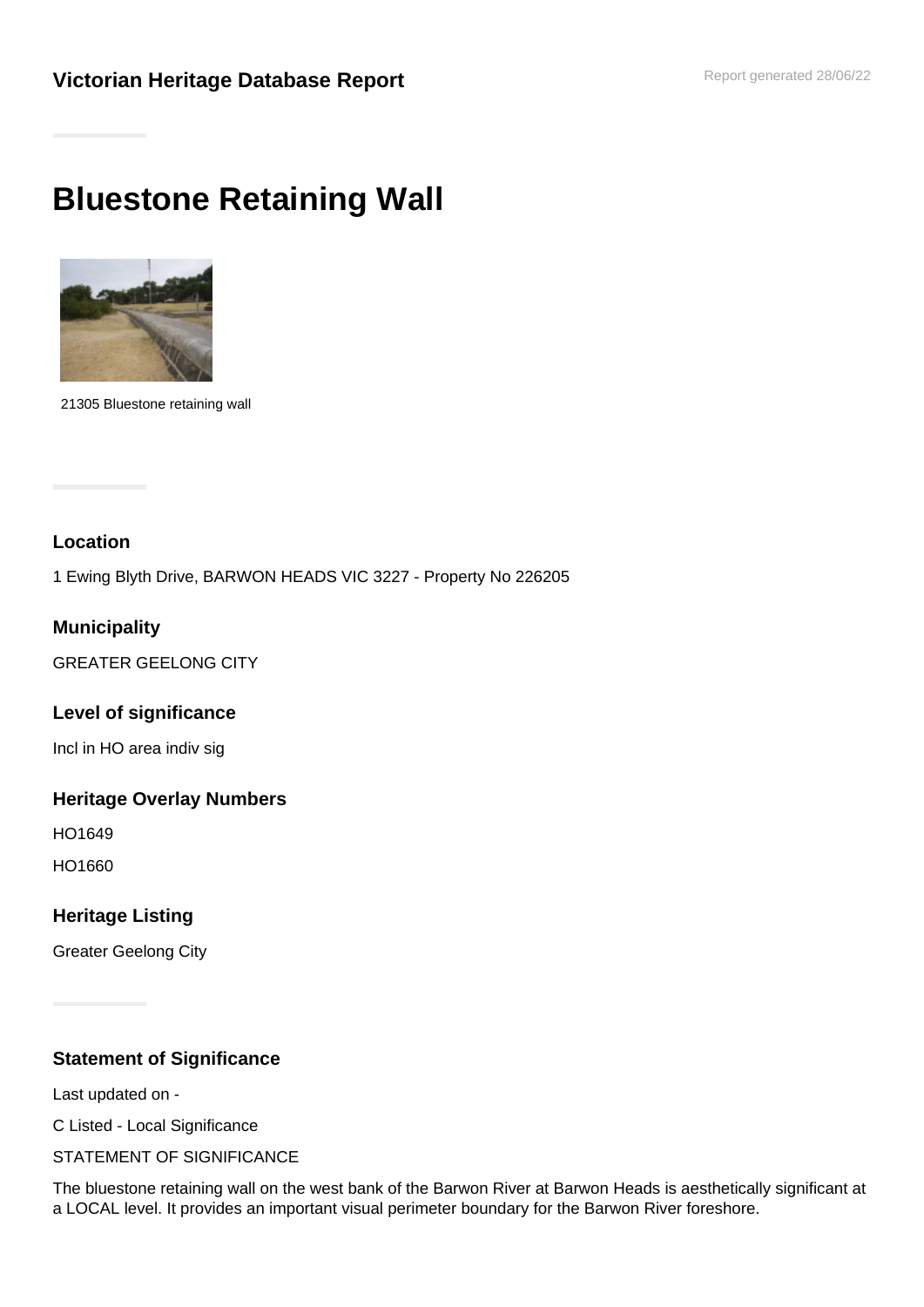**Victorian Heritage Database Report**

Report generated 28/06/22

# Bluestone Retaining Wall

21305 Bluestone retaining wall

### Location

1 Ewing Blyth Drive, BARWON HEADS VIC 3227 - Property No 226205

### Municipality

GREATER GEELONG CITY

### Level of significance

Incl in HO area indiv sig

### Heritage Overlay Numbers

HO1649

HO1660

### Heritage Listing

Greater Geelong City

### Statement of Significance

Last updated on -

C Listed - Local Significance

STATEMENT OF SIGNIFICANCE

The bluestone retaining wall on the west bank of the Barwon River at Barwon Heads is aesthetically significant at a LOCAL level. It provides an important visual perimeter boundary for the Barwon River foreshore.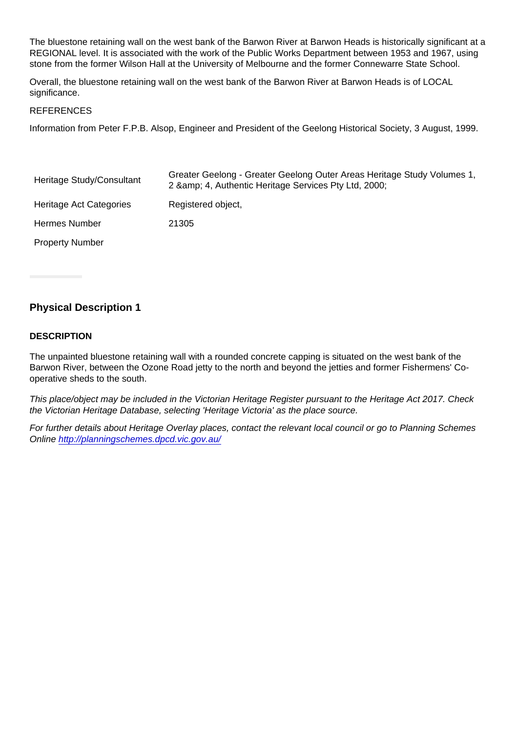The bluestone retaining wall on the west bank of the Barwon River at Barwon Heads is historically significant at a REGIONAL level. It is associated with the work of the Public Works Department between 1953 and 1967, using stone from the former Wilson Hall at the University of Melbourne and the former Connewarre State School.

Overall, the bluestone retaining wall on the west bank of the Barwon River at Barwon Heads is of LOCAL significance.

REFERENCES

Information from Peter F.P.B. Alsop, Engineer and President of the Geelong Historical Society, 3 August, 1999.

| | |
|---|---|
| Heritage Study/Consultant | Greater Geelong - Greater Geelong Outer Areas Heritage Study Volumes 1, 2 &amp; 4, Authentic Heritage Services Pty Ltd, 2000; |
| Heritage Act Categories | Registered object, |
| Hermes Number | 21305 |
| Property Number | |

## Physical Description 1

### DESCRIPTION

The unpainted bluestone retaining wall with a rounded concrete capping is situated on the west bank of the Barwon River, between the Ozone Road jetty to the north and beyond the jetties and former Fishermens' Co-operative sheds to the south.

*This place/object may be included in the Victorian Heritage Register pursuant to the Heritage Act 2017. Check the Victorian Heritage Database, selecting 'Heritage Victoria' as the place source.*

*For further details about Heritage Overlay places, contact the relevant local council or go to Planning Schemes Online [http://planningschemes.dpcd.vic.gov.au/](http://planningschemes.dpcd.vic.gov.au/)*